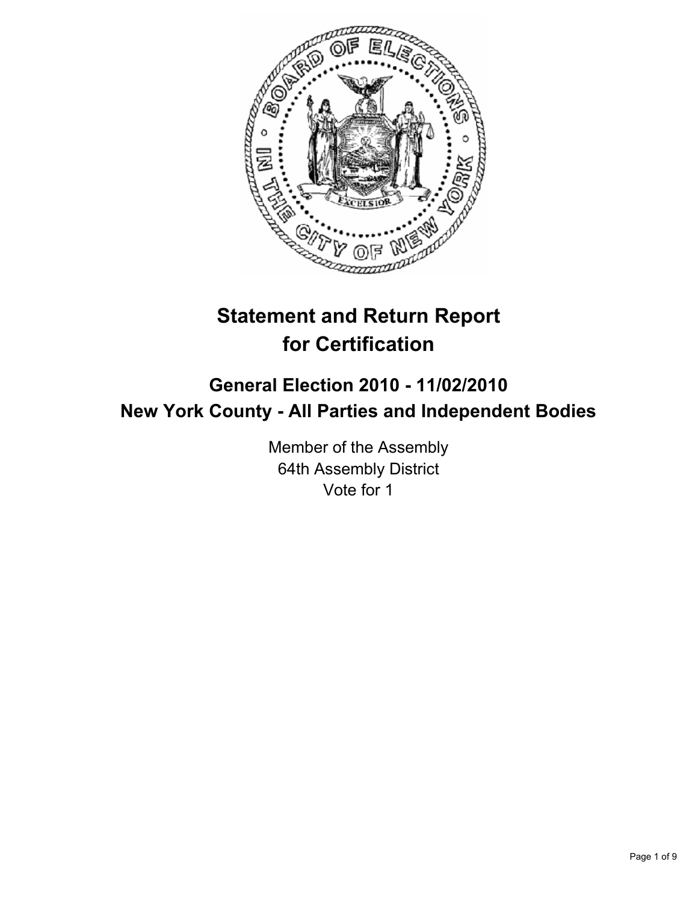# Statement and Return Report for Certification

## General Election 2010 - 11/02/2010
## New York County - All Parties and Independent Bodies

Member of the Assembly
64th Assembly District
Vote for 1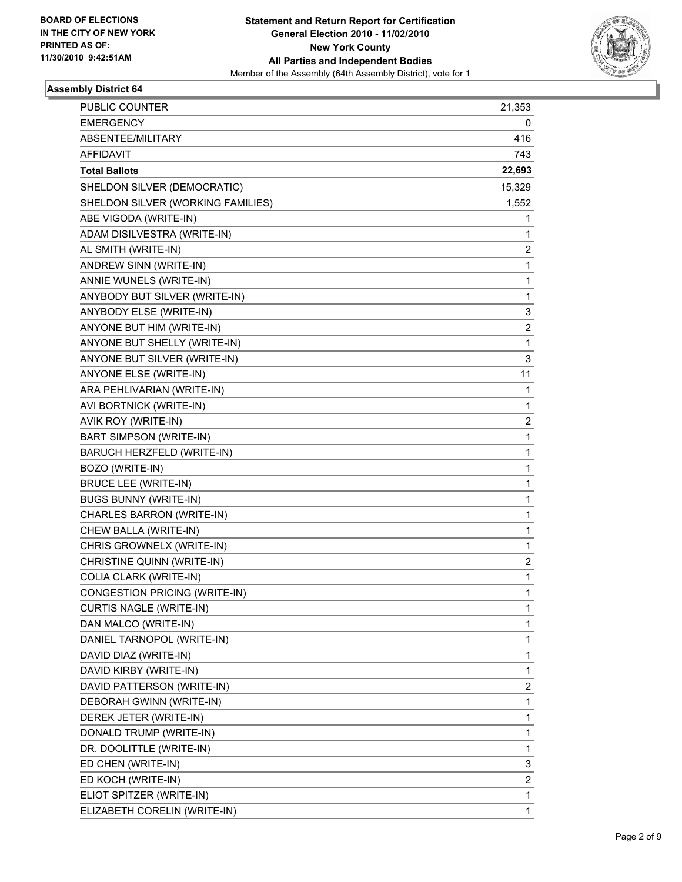**BOARD OF ELECTIONS IN THE CITY OF NEW YORK PRINTED AS OF: 11/30/2010 9:42:51AM**

**Statement and Return Report for Certification General Election 2010 - 11/02/2010 New York County All Parties and Independent Bodies**

Member of the Assembly (64th Assembly District), vote for 1

## Assembly District 64

| | |
|---|---|
| PUBLIC COUNTER | 21,353 |
| EMERGENCY | 0 |
| ABSENTEE/MILITARY | 416 |
| AFFIDAVIT | 743 |
| **Total Ballots** | **22,693** |
| SHELDON SILVER (DEMOCRATIC) | 15,329 |
| SHELDON SILVER (WORKING FAMILIES) | 1,552 |
| ABE VIGODA (WRITE-IN) | 1 |
| ADAM DISILVESTRA (WRITE-IN) | 1 |
| AL SMITH (WRITE-IN) | 2 |
| ANDREW SINN (WRITE-IN) | 1 |
| ANNIE WUNELS (WRITE-IN) | 1 |
| ANYBODY BUT SILVER (WRITE-IN) | 1 |
| ANYBODY ELSE (WRITE-IN) | 3 |
| ANYONE BUT HIM (WRITE-IN) | 2 |
| ANYONE BUT SHELLY (WRITE-IN) | 1 |
| ANYONE BUT SILVER (WRITE-IN) | 3 |
| ANYONE ELSE (WRITE-IN) | 11 |
| ARA PEHLIVARIAN (WRITE-IN) | 1 |
| AVI BORTNICK (WRITE-IN) | 1 |
| AVIK ROY (WRITE-IN) | 2 |
| BART SIMPSON (WRITE-IN) | 1 |
| BARUCH HERZFELD (WRITE-IN) | 1 |
| BOZO (WRITE-IN) | 1 |
| BRUCE LEE (WRITE-IN) | 1 |
| BUGS BUNNY (WRITE-IN) | 1 |
| CHARLES BARRON (WRITE-IN) | 1 |
| CHEW BALLA (WRITE-IN) | 1 |
| CHRIS GROWNELX (WRITE-IN) | 1 |
| CHRISTINE QUINN (WRITE-IN) | 2 |
| COLIA CLARK (WRITE-IN) | 1 |
| CONGESTION PRICING (WRITE-IN) | 1 |
| CURTIS NAGLE (WRITE-IN) | 1 |
| DAN MALCO (WRITE-IN) | 1 |
| DANIEL TARNOPOL (WRITE-IN) | 1 |
| DAVID DIAZ (WRITE-IN) | 1 |
| DAVID KIRBY (WRITE-IN) | 1 |
| DAVID PATTERSON (WRITE-IN) | 2 |
| DEBORAH GWINN (WRITE-IN) | 1 |
| DEREK JETER (WRITE-IN) | 1 |
| DONALD TRUMP (WRITE-IN) | 1 |
| DR. DOOLITTLE (WRITE-IN) | 1 |
| ED CHEN (WRITE-IN) | 3 |
| ED KOCH (WRITE-IN) | 2 |
| ELIOT SPITZER (WRITE-IN) | 1 |
| ELIZABETH CORELIN (WRITE-IN) | 1 |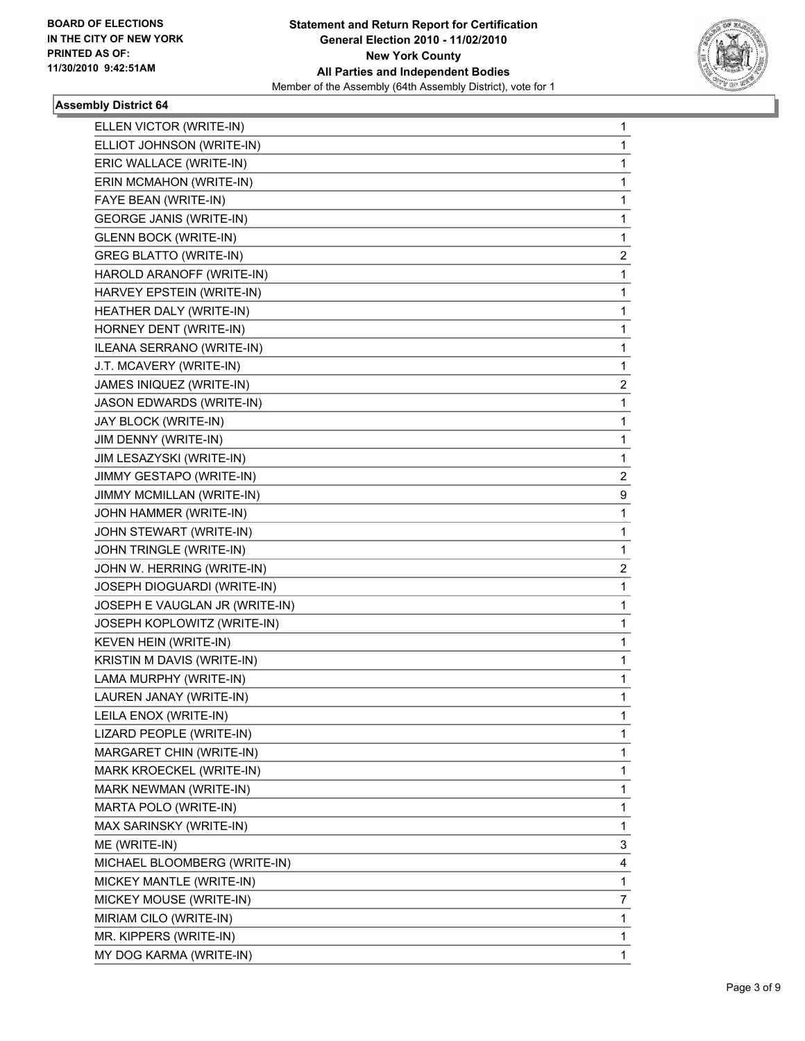**Statement and Return Report for Certification**
**General Election 2010 - 11/02/2010**
**New York County**
**All Parties and Independent Bodies**
Member of the Assembly (64th Assembly District), vote for 1

BOARD OF ELECTIONS
IN THE CITY OF NEW YORK
PRINTED AS OF:
11/30/2010 9:42:51AM

### Assembly District 64

| | |
|---|---|
| ELLEN VICTOR (WRITE-IN) | 1 |
| ELLIOT JOHNSON (WRITE-IN) | 1 |
| ERIC WALLACE (WRITE-IN) | 1 |
| ERIN MCMAHON (WRITE-IN) | 1 |
| FAYE BEAN (WRITE-IN) | 1 |
| GEORGE JANIS (WRITE-IN) | 1 |
| GLENN BOCK (WRITE-IN) | 1 |
| GREG BLATTO (WRITE-IN) | 2 |
| HAROLD ARANOFF (WRITE-IN) | 1 |
| HARVEY EPSTEIN (WRITE-IN) | 1 |
| HEATHER DALY (WRITE-IN) | 1 |
| HORNEY DENT (WRITE-IN) | 1 |
| ILEANA SERRANO (WRITE-IN) | 1 |
| J.T. MCAVERY (WRITE-IN) | 1 |
| JAMES INIQUEZ (WRITE-IN) | 2 |
| JASON EDWARDS (WRITE-IN) | 1 |
| JAY BLOCK (WRITE-IN) | 1 |
| JIM DENNY (WRITE-IN) | 1 |
| JIM LESAZYSKI (WRITE-IN) | 1 |
| JIMMY GESTAPO (WRITE-IN) | 2 |
| JIMMY MCMILLAN (WRITE-IN) | 9 |
| JOHN HAMMER (WRITE-IN) | 1 |
| JOHN STEWART (WRITE-IN) | 1 |
| JOHN TRINGLE (WRITE-IN) | 1 |
| JOHN W. HERRING (WRITE-IN) | 2 |
| JOSEPH DIOGUARDI (WRITE-IN) | 1 |
| JOSEPH E VAUGLAN JR (WRITE-IN) | 1 |
| JOSEPH KOPLOWITZ (WRITE-IN) | 1 |
| KEVEN HEIN (WRITE-IN) | 1 |
| KRISTIN M DAVIS (WRITE-IN) | 1 |
| LAMA MURPHY (WRITE-IN) | 1 |
| LAUREN JANAY (WRITE-IN) | 1 |
| LEILA ENOX (WRITE-IN) | 1 |
| LIZARD PEOPLE (WRITE-IN) | 1 |
| MARGARET CHIN (WRITE-IN) | 1 |
| MARK KROECKEL (WRITE-IN) | 1 |
| MARK NEWMAN (WRITE-IN) | 1 |
| MARTA POLO (WRITE-IN) | 1 |
| MAX SARINSKY (WRITE-IN) | 1 |
| ME (WRITE-IN) | 3 |
| MICHAEL BLOOMBERG (WRITE-IN) | 4 |
| MICKEY MANTLE (WRITE-IN) | 1 |
| MICKEY MOUSE (WRITE-IN) | 7 |
| MIRIAM CILO (WRITE-IN) | 1 |
| MR. KIPPERS (WRITE-IN) | 1 |
| MY DOG KARMA (WRITE-IN) | 1 |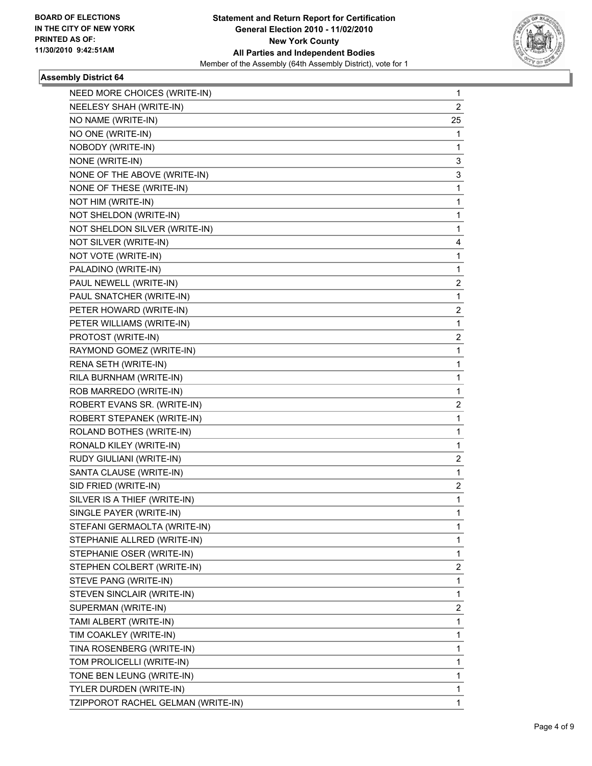BOARD OF ELECTIONS
IN THE CITY OF NEW YORK
PRINTED AS OF:
11/30/2010 9:42:51AM

**Statement and Return Report for Certification**
**General Election 2010 - 11/02/2010**
**New York County**
**All Parties and Independent Bodies**
Member of the Assembly (64th Assembly District), vote for 1

### Assembly District 64

| | |
|---|---|
| NEED MORE CHOICES (WRITE-IN) | 1 |
| NEELESY SHAH (WRITE-IN) | 2 |
| NO NAME (WRITE-IN) | 25 |
| NO ONE (WRITE-IN) | 1 |
| NOBODY (WRITE-IN) | 1 |
| NONE (WRITE-IN) | 3 |
| NONE OF THE ABOVE (WRITE-IN) | 3 |
| NONE OF THESE (WRITE-IN) | 1 |
| NOT HIM (WRITE-IN) | 1 |
| NOT SHELDON (WRITE-IN) | 1 |
| NOT SHELDON SILVER (WRITE-IN) | 1 |
| NOT SILVER (WRITE-IN) | 4 |
| NOT VOTE (WRITE-IN) | 1 |
| PALADINO (WRITE-IN) | 1 |
| PAUL NEWELL (WRITE-IN) | 2 |
| PAUL SNATCHER (WRITE-IN) | 1 |
| PETER HOWARD (WRITE-IN) | 2 |
| PETER WILLIAMS (WRITE-IN) | 1 |
| PROTOST (WRITE-IN) | 2 |
| RAYMOND GOMEZ (WRITE-IN) | 1 |
| RENA SETH (WRITE-IN) | 1 |
| RILA BURNHAM (WRITE-IN) | 1 |
| ROB MARREDO (WRITE-IN) | 1 |
| ROBERT EVANS SR. (WRITE-IN) | 2 |
| ROBERT STEPANEK (WRITE-IN) | 1 |
| ROLAND BOTHES (WRITE-IN) | 1 |
| RONALD KILEY (WRITE-IN) | 1 |
| RUDY GIULIANI (WRITE-IN) | 2 |
| SANTA CLAUSE (WRITE-IN) | 1 |
| SID FRIED (WRITE-IN) | 2 |
| SILVER IS A THIEF (WRITE-IN) | 1 |
| SINGLE PAYER (WRITE-IN) | 1 |
| STEFANI GERMAOLTA (WRITE-IN) | 1 |
| STEPHANIE ALLRED (WRITE-IN) | 1 |
| STEPHANIE OSER (WRITE-IN) | 1 |
| STEPHEN COLBERT (WRITE-IN) | 2 |
| STEVE PANG (WRITE-IN) | 1 |
| STEVEN SINCLAIR (WRITE-IN) | 1 |
| SUPERMAN (WRITE-IN) | 2 |
| TAMI ALBERT (WRITE-IN) | 1 |
| TIM COAKLEY (WRITE-IN) | 1 |
| TINA ROSENBERG (WRITE-IN) | 1 |
| TOM PROLICELLI (WRITE-IN) | 1 |
| TONE BEN LEUNG (WRITE-IN) | 1 |
| TYLER DURDEN (WRITE-IN) | 1 |
| TZIPPOROT RACHEL GELMAN (WRITE-IN) | 1 |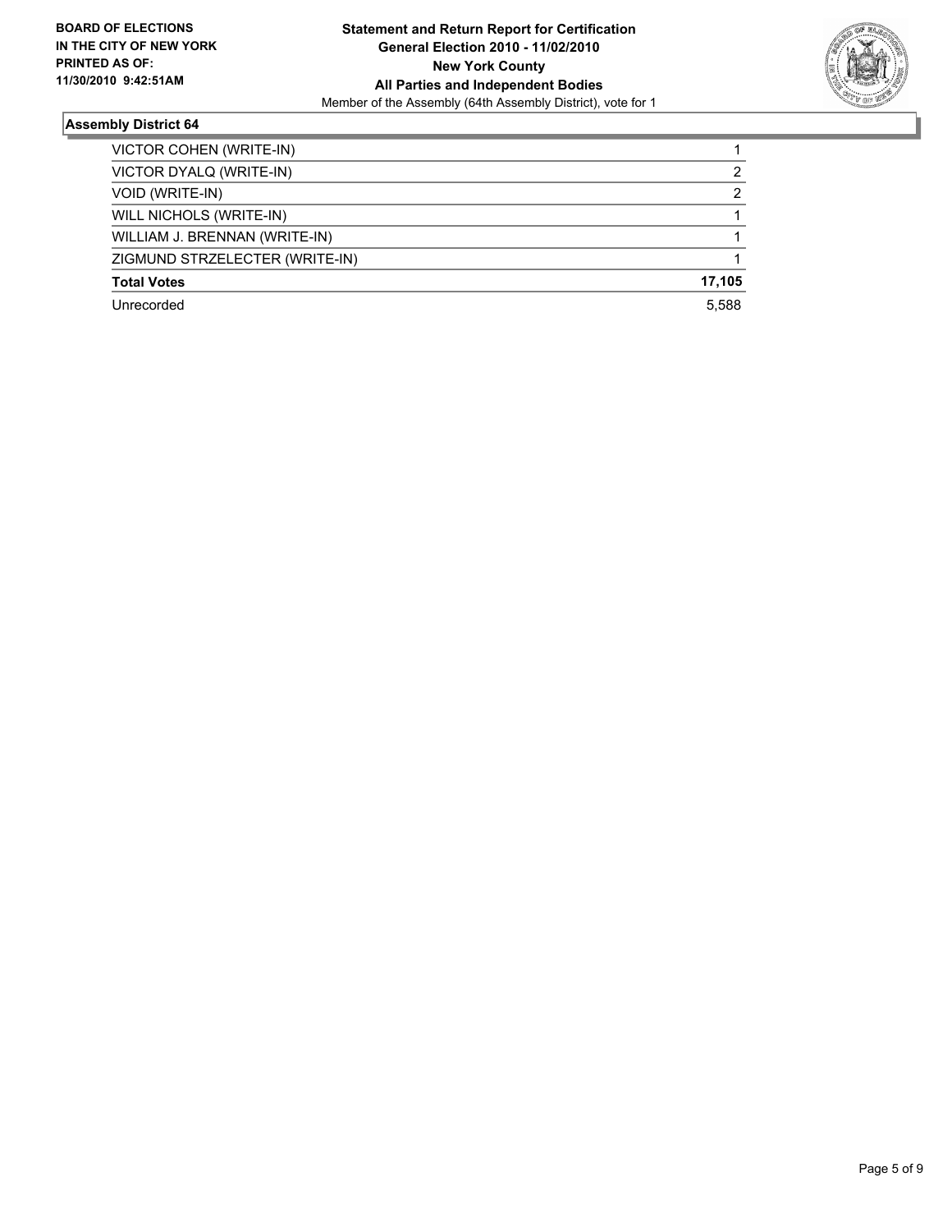**BOARD OF ELECTIONS IN THE CITY OF NEW YORK PRINTED AS OF: 11/30/2010 9:42:51AM**

**Statement and Return Report for Certification**
**General Election 2010 - 11/02/2010**
**New York County**
**All Parties and Independent Bodies**
Member of the Assembly (64th Assembly District), vote for 1

### Assembly District 64

| | |
|---|---|
| VICTOR COHEN (WRITE-IN) | 1 |
| VICTOR DYALQ (WRITE-IN) | 2 |
| VOID (WRITE-IN) | 2 |
| WILL NICHOLS (WRITE-IN) | 1 |
| WILLIAM J. BRENNAN (WRITE-IN) | 1 |
| ZIGMUND STRZELECTER (WRITE-IN) | 1 |
| **Total Votes** | **17,105** |
| Unrecorded | 5,588 |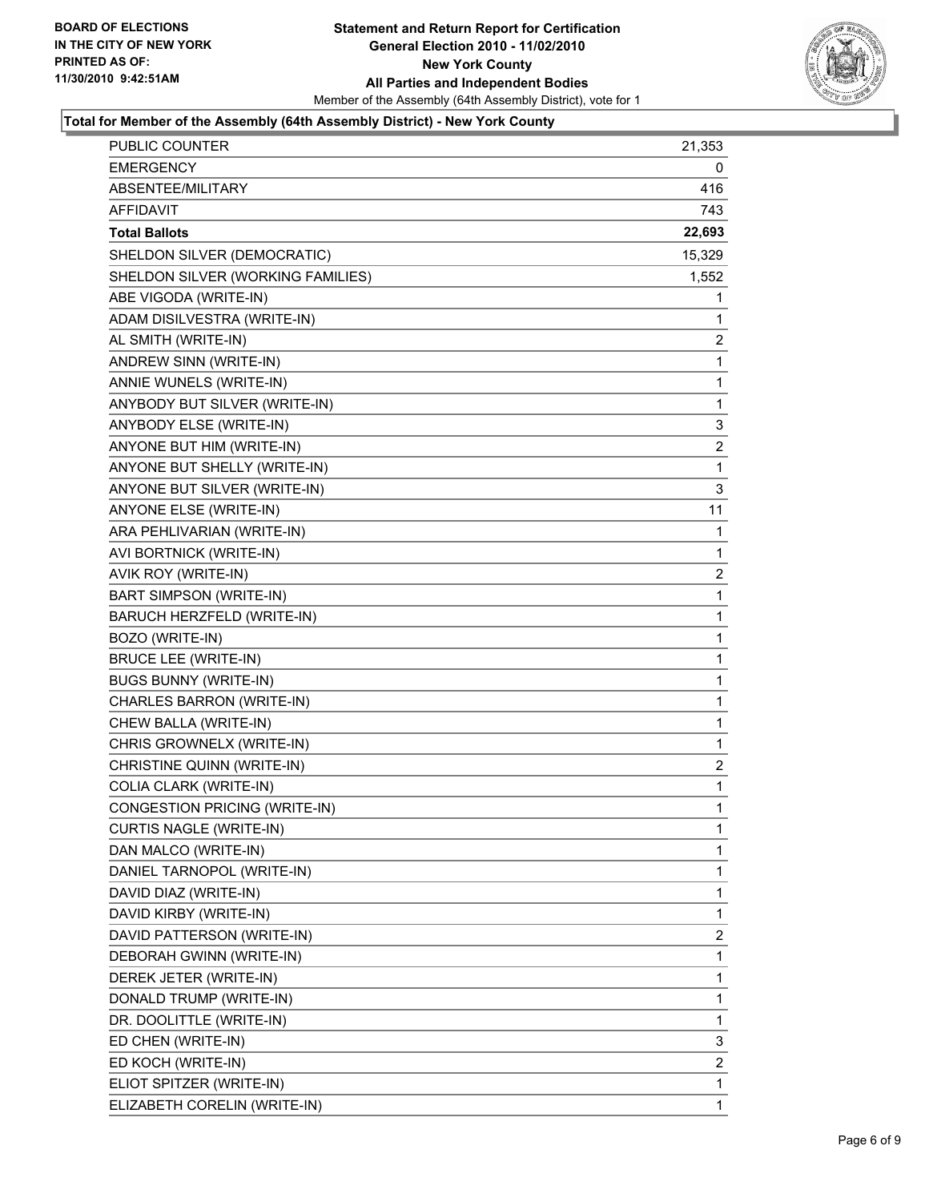**BOARD OF ELECTIONS IN THE CITY OF NEW YORK PRINTED AS OF: 11/30/2010 9:42:51AM**

# Statement and Return Report for Certification
## General Election 2010 - 11/02/2010
## New York County
## All Parties and Independent Bodies

Member of the Assembly (64th Assembly District), vote for 1

### Total for Member of the Assembly (64th Assembly District) - New York County

| | |
|---|---|
| PUBLIC COUNTER | 21,353 |
| EMERGENCY | 0 |
| ABSENTEE/MILITARY | 416 |
| AFFIDAVIT | 743 |
| **Total Ballots** | **22,693** |
| SHELDON SILVER (DEMOCRATIC) | 15,329 |
| SHELDON SILVER (WORKING FAMILIES) | 1,552 |
| ABE VIGODA (WRITE-IN) | 1 |
| ADAM DISILVESTRA (WRITE-IN) | 1 |
| AL SMITH (WRITE-IN) | 2 |
| ANDREW SINN (WRITE-IN) | 1 |
| ANNIE WUNELS (WRITE-IN) | 1 |
| ANYBODY BUT SILVER (WRITE-IN) | 1 |
| ANYBODY ELSE (WRITE-IN) | 3 |
| ANYONE BUT HIM (WRITE-IN) | 2 |
| ANYONE BUT SHELLY (WRITE-IN) | 1 |
| ANYONE BUT SILVER (WRITE-IN) | 3 |
| ANYONE ELSE (WRITE-IN) | 11 |
| ARA PEHLIVARIAN (WRITE-IN) | 1 |
| AVI BORTNICK (WRITE-IN) | 1 |
| AVIK ROY (WRITE-IN) | 2 |
| BART SIMPSON (WRITE-IN) | 1 |
| BARUCH HERZFELD (WRITE-IN) | 1 |
| BOZO (WRITE-IN) | 1 |
| BRUCE LEE (WRITE-IN) | 1 |
| BUGS BUNNY (WRITE-IN) | 1 |
| CHARLES BARRON (WRITE-IN) | 1 |
| CHEW BALLA (WRITE-IN) | 1 |
| CHRIS GROWNELX (WRITE-IN) | 1 |
| CHRISTINE QUINN (WRITE-IN) | 2 |
| COLIA CLARK (WRITE-IN) | 1 |
| CONGESTION PRICING (WRITE-IN) | 1 |
| CURTIS NAGLE (WRITE-IN) | 1 |
| DAN MALCO (WRITE-IN) | 1 |
| DANIEL TARNOPOL (WRITE-IN) | 1 |
| DAVID DIAZ (WRITE-IN) | 1 |
| DAVID KIRBY (WRITE-IN) | 1 |
| DAVID PATTERSON (WRITE-IN) | 2 |
| DEBORAH GWINN (WRITE-IN) | 1 |
| DEREK JETER (WRITE-IN) | 1 |
| DONALD TRUMP (WRITE-IN) | 1 |
| DR. DOOLITTLE (WRITE-IN) | 1 |
| ED CHEN (WRITE-IN) | 3 |
| ED KOCH (WRITE-IN) | 2 |
| ELIOT SPITZER (WRITE-IN) | 1 |
| ELIZABETH CORELIN (WRITE-IN) | 1 |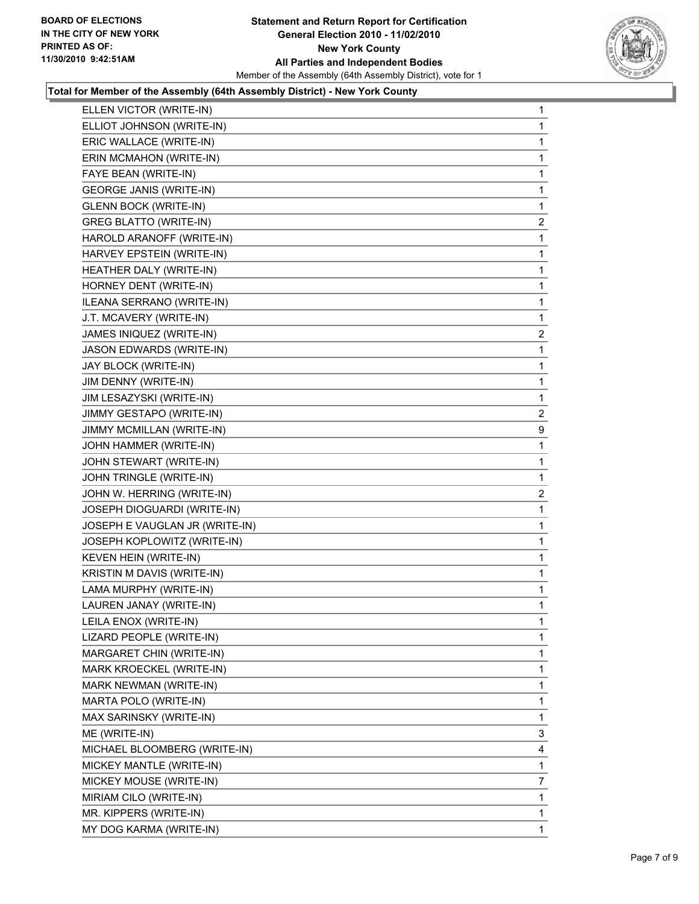**Statement and Return Report for Certification**
**General Election 2010 - 11/02/2010**
**New York County**
**All Parties and Independent Bodies**
Member of the Assembly (64th Assembly District), vote for 1

**Total for Member of the Assembly (64th Assembly District) - New York County**

| Candidate | Votes |
|---|---|
| ELLEN VICTOR (WRITE-IN) | 1 |
| ELLIOT JOHNSON (WRITE-IN) | 1 |
| ERIC WALLACE (WRITE-IN) | 1 |
| ERIN MCMAHON (WRITE-IN) | 1 |
| FAYE BEAN (WRITE-IN) | 1 |
| GEORGE JANIS (WRITE-IN) | 1 |
| GLENN BOCK (WRITE-IN) | 1 |
| GREG BLATTO (WRITE-IN) | 2 |
| HAROLD ARANOFF (WRITE-IN) | 1 |
| HARVEY EPSTEIN (WRITE-IN) | 1 |
| HEATHER DALY (WRITE-IN) | 1 |
| HORNEY DENT (WRITE-IN) | 1 |
| ILEANA SERRANO (WRITE-IN) | 1 |
| J.T. MCAVERY (WRITE-IN) | 1 |
| JAMES INIQUEZ (WRITE-IN) | 2 |
| JASON EDWARDS (WRITE-IN) | 1 |
| JAY BLOCK (WRITE-IN) | 1 |
| JIM DENNY (WRITE-IN) | 1 |
| JIM LESAZYSKI (WRITE-IN) | 1 |
| JIMMY GESTAPO (WRITE-IN) | 2 |
| JIMMY MCMILLAN (WRITE-IN) | 9 |
| JOHN HAMMER (WRITE-IN) | 1 |
| JOHN STEWART (WRITE-IN) | 1 |
| JOHN TRINGLE (WRITE-IN) | 1 |
| JOHN W. HERRING (WRITE-IN) | 2 |
| JOSEPH DIOGUARDI (WRITE-IN) | 1 |
| JOSEPH E VAUGLAN JR (WRITE-IN) | 1 |
| JOSEPH KOPLOWITZ (WRITE-IN) | 1 |
| KEVEN HEIN (WRITE-IN) | 1 |
| KRISTIN M DAVIS (WRITE-IN) | 1 |
| LAMA MURPHY (WRITE-IN) | 1 |
| LAUREN JANAY (WRITE-IN) | 1 |
| LEILA ENOX (WRITE-IN) | 1 |
| LIZARD PEOPLE (WRITE-IN) | 1 |
| MARGARET CHIN (WRITE-IN) | 1 |
| MARK KROECKEL (WRITE-IN) | 1 |
| MARK NEWMAN (WRITE-IN) | 1 |
| MARTA POLO (WRITE-IN) | 1 |
| MAX SARINSKY (WRITE-IN) | 1 |
| ME (WRITE-IN) | 3 |
| MICHAEL BLOOMBERG (WRITE-IN) | 4 |
| MICKEY MANTLE (WRITE-IN) | 1 |
| MICKEY MOUSE (WRITE-IN) | 7 |
| MIRIAM CILO (WRITE-IN) | 1 |
| MR. KIPPERS (WRITE-IN) | 1 |
| MY DOG KARMA (WRITE-IN) | 1 |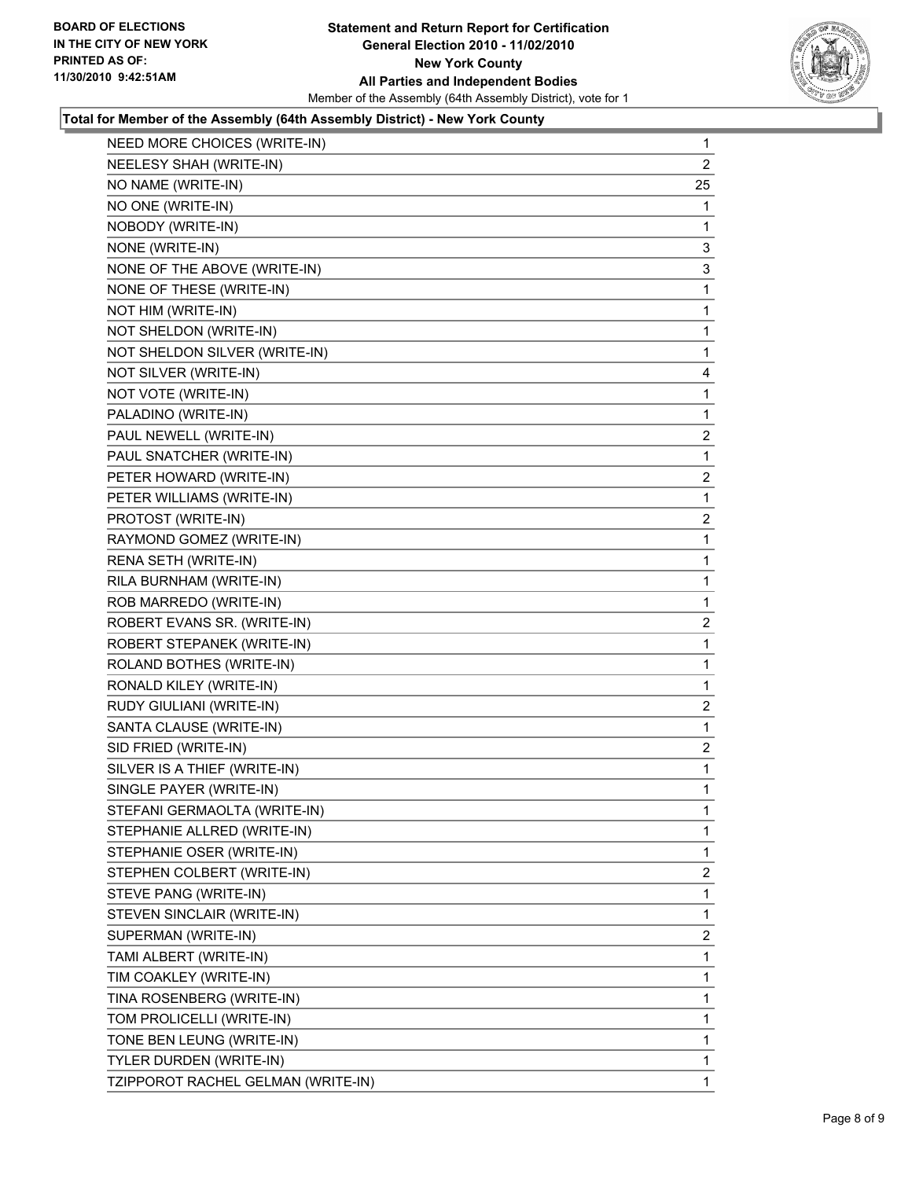**BOARD OF ELECTIONS IN THE CITY OF NEW YORK PRINTED AS OF: 11/30/2010 9:42:51AM**

**Statement and Return Report for Certification General Election 2010 - 11/02/2010 New York County All Parties and Independent Bodies**
Member of the Assembly (64th Assembly District), vote for 1

**Total for Member of the Assembly (64th Assembly District) - New York County**

| | |
|---|---|
| NEED MORE CHOICES (WRITE-IN) | 1 |
| NEELESY SHAH (WRITE-IN) | 2 |
| NO NAME (WRITE-IN) | 25 |
| NO ONE (WRITE-IN) | 1 |
| NOBODY (WRITE-IN) | 1 |
| NONE (WRITE-IN) | 3 |
| NONE OF THE ABOVE (WRITE-IN) | 3 |
| NONE OF THESE (WRITE-IN) | 1 |
| NOT HIM (WRITE-IN) | 1 |
| NOT SHELDON (WRITE-IN) | 1 |
| NOT SHELDON SILVER (WRITE-IN) | 1 |
| NOT SILVER (WRITE-IN) | 4 |
| NOT VOTE (WRITE-IN) | 1 |
| PALADINO (WRITE-IN) | 1 |
| PAUL NEWELL (WRITE-IN) | 2 |
| PAUL SNATCHER (WRITE-IN) | 1 |
| PETER HOWARD (WRITE-IN) | 2 |
| PETER WILLIAMS (WRITE-IN) | 1 |
| PROTOST (WRITE-IN) | 2 |
| RAYMOND GOMEZ (WRITE-IN) | 1 |
| RENA SETH (WRITE-IN) | 1 |
| RILA BURNHAM (WRITE-IN) | 1 |
| ROB MARREDO (WRITE-IN) | 1 |
| ROBERT EVANS SR. (WRITE-IN) | 2 |
| ROBERT STEPANEK (WRITE-IN) | 1 |
| ROLAND BOTHES (WRITE-IN) | 1 |
| RONALD KILEY (WRITE-IN) | 1 |
| RUDY GIULIANI (WRITE-IN) | 2 |
| SANTA CLAUSE (WRITE-IN) | 1 |
| SID FRIED (WRITE-IN) | 2 |
| SILVER IS A THIEF (WRITE-IN) | 1 |
| SINGLE PAYER (WRITE-IN) | 1 |
| STEFANI GERMAOLTA (WRITE-IN) | 1 |
| STEPHANIE ALLRED (WRITE-IN) | 1 |
| STEPHANIE OSER (WRITE-IN) | 1 |
| STEPHEN COLBERT (WRITE-IN) | 2 |
| STEVE PANG (WRITE-IN) | 1 |
| STEVEN SINCLAIR (WRITE-IN) | 1 |
| SUPERMAN (WRITE-IN) | 2 |
| TAMI ALBERT (WRITE-IN) | 1 |
| TIM COAKLEY (WRITE-IN) | 1 |
| TINA ROSENBERG (WRITE-IN) | 1 |
| TOM PROLICELLI (WRITE-IN) | 1 |
| TONE BEN LEUNG (WRITE-IN) | 1 |
| TYLER DURDEN (WRITE-IN) | 1 |
| TZIPPOROT RACHEL GELMAN (WRITE-IN) | 1 |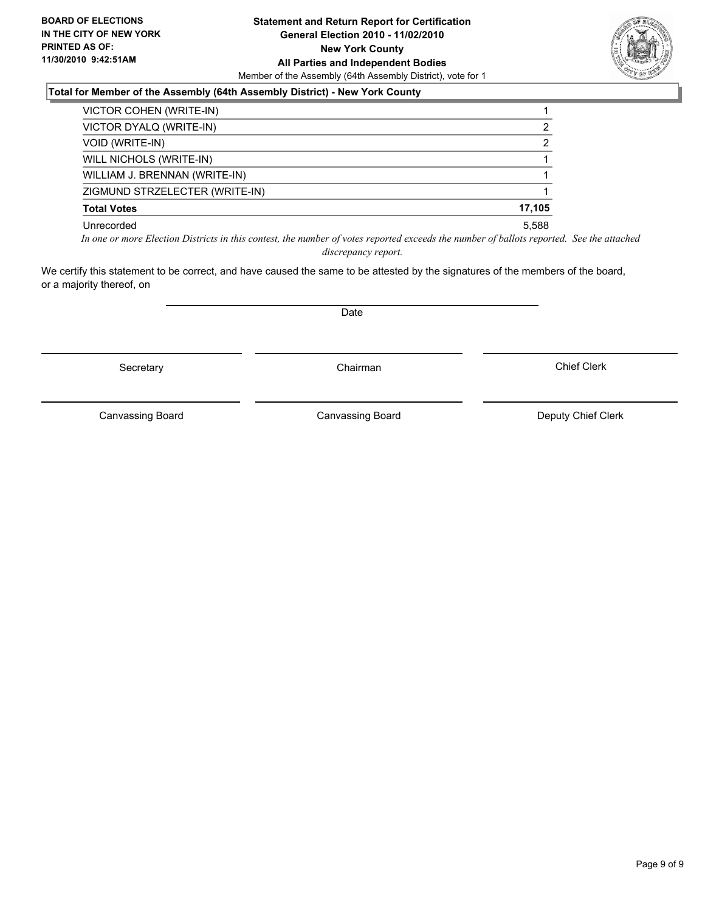**BOARD OF ELECTIONS IN THE CITY OF NEW YORK PRINTED AS OF: 11/30/2010 9:42:51AM**

**Statement and Return Report for Certification**
**General Election 2010 - 11/02/2010**
**New York County**
**All Parties and Independent Bodies**
Member of the Assembly (64th Assembly District), vote for 1

**Total for Member of the Assembly (64th Assembly District) - New York County**

| | |
|---|---|
| VICTOR COHEN (WRITE-IN) | 1 |
| VICTOR DYALQ (WRITE-IN) | 2 |
| VOID (WRITE-IN) | 2 |
| WILL NICHOLS (WRITE-IN) | 1 |
| WILLIAM J. BRENNAN (WRITE-IN) | 1 |
| ZIGMUND STRZELECTER (WRITE-IN) | 1 |
| **Total Votes** | **17,105** |
| Unrecorded | 5,588 |

*In one or more Election Districts in this contest, the number of votes reported exceeds the number of ballots reported. See the attached discrepancy report.*

We certify this statement to be correct, and have caused the same to be attested by the signatures of the members of the board, or a majority thereof, on

Date

Secretary | Chairman | Chief Clerk

Canvassing Board | Canvassing Board | Deputy Chief Clerk